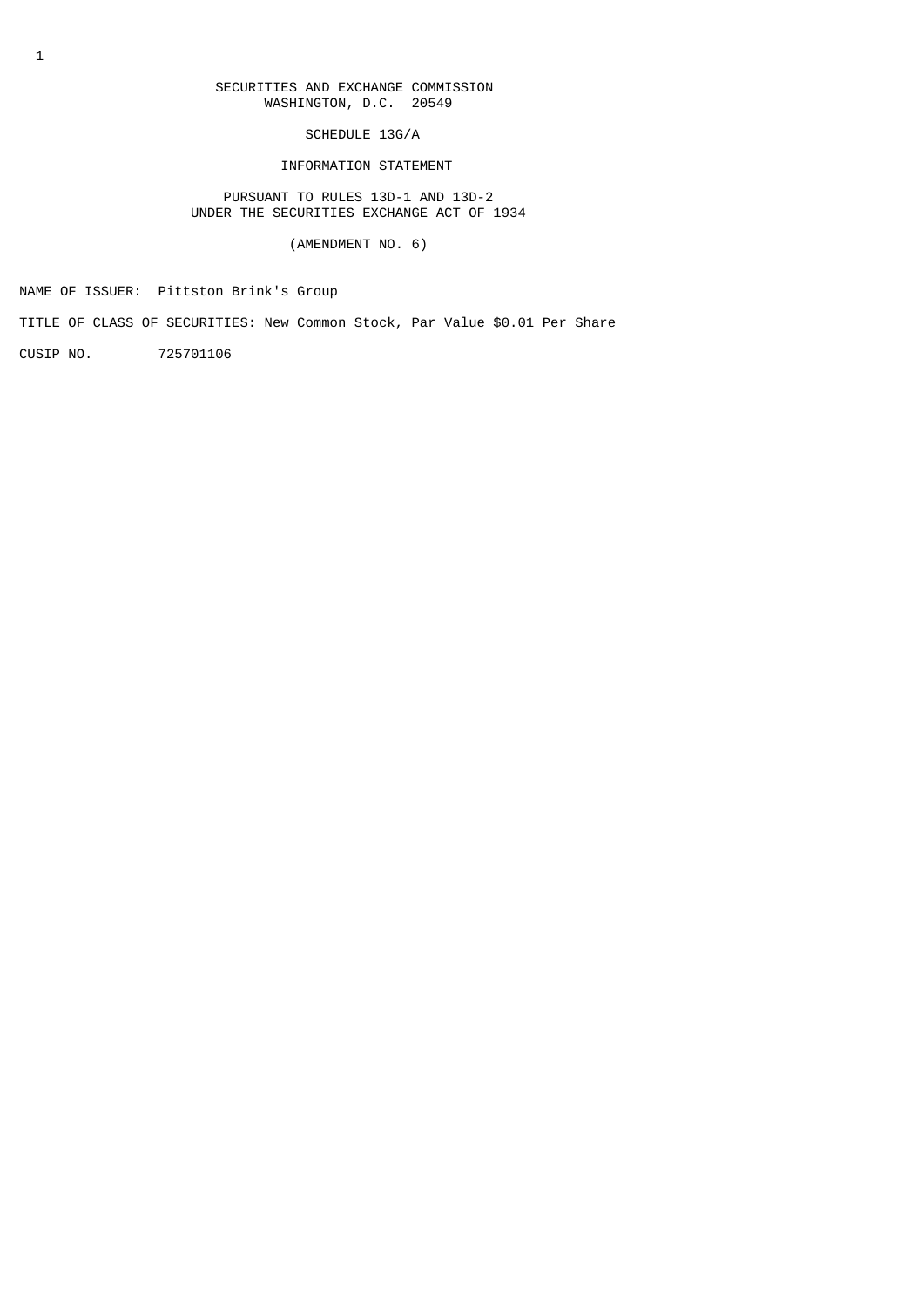SECURITIES AND EXCHANGE COMMISSION
WASHINGTON, D.C. 20549

SCHEDULE 13G/A

INFORMATION STATEMENT

PURSUANT TO RULES 13D-1 AND 13D-2
UNDER THE SECURITIES EXCHANGE ACT OF 1934

(AMENDMENT NO. 6)

NAME OF ISSUER: Pittston Brink's Group

TITLE OF CLASS OF SECURITIES: New Common Stock, Par Value $0.01 Per Share

CUSIP NO. 725701106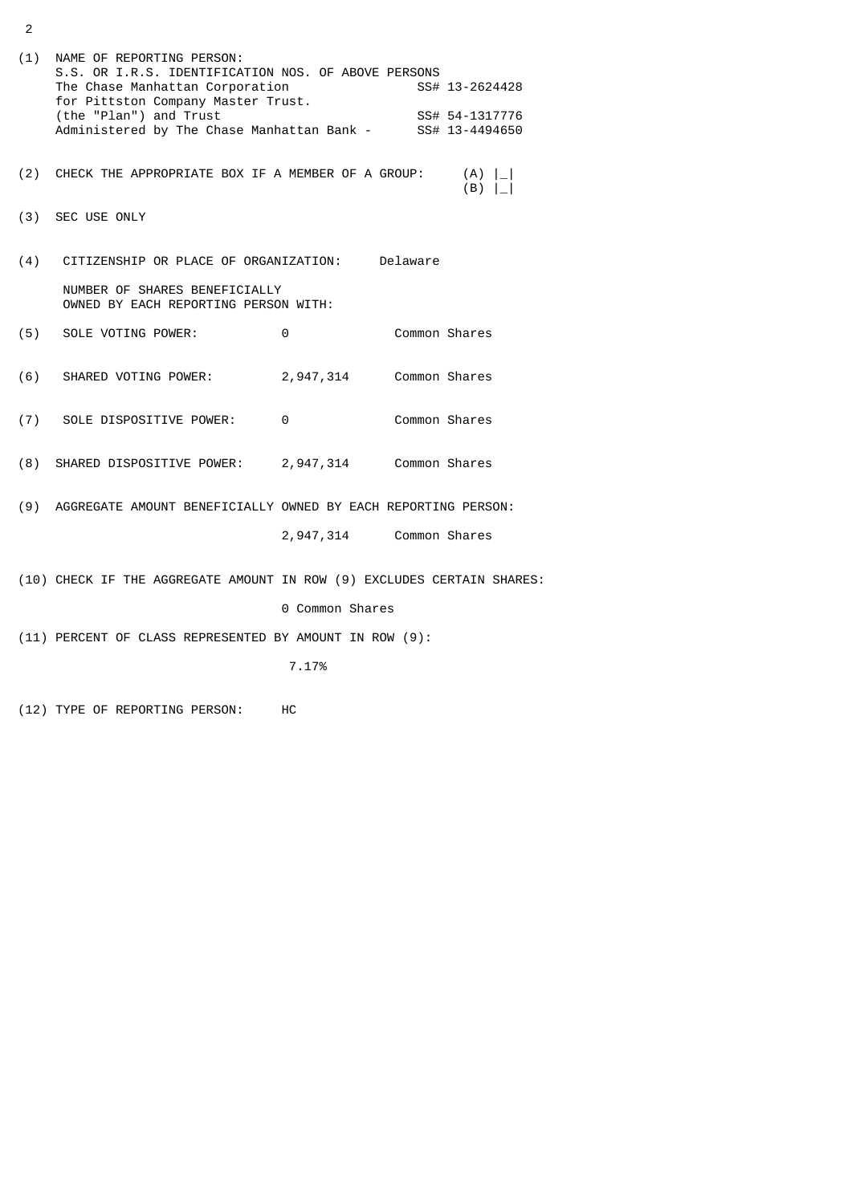(1) NAME OF REPORTING PERSON:
S.S. OR I.R.S. IDENTIFICATION NOS. OF ABOVE PERSONS
The Chase Manhattan Corporation SS# 13-2624428
for Pittston Company Master Trust.
(the "Plan") and Trust SS# 54-1317776
Administered by The Chase Manhattan Bank - SS# 13-4494650

(2) CHECK THE APPROPRIATE BOX IF A MEMBER OF A GROUP: (A) |_|
(B) |_|

(3) SEC USE ONLY

(4) CITIZENSHIP OR PLACE OF ORGANIZATION: Delaware

NUMBER OF SHARES BENEFICIALLY
OWNED BY EACH REPORTING PERSON WITH:

(5) SOLE VOTING POWER: 0 Common Shares

(6) SHARED VOTING POWER: 2,947,314 Common Shares

(7) SOLE DISPOSITIVE POWER: 0 Common Shares

(8) SHARED DISPOSITIVE POWER: 2,947,314 Common Shares

(9) AGGREGATE AMOUNT BENEFICIALLY OWNED BY EACH REPORTING PERSON:

2,947,314 Common Shares

(10) CHECK IF THE AGGREGATE AMOUNT IN ROW (9) EXCLUDES CERTAIN SHARES:

0 Common Shares

(11) PERCENT OF CLASS REPRESENTED BY AMOUNT IN ROW (9):

7.17%

(12) TYPE OF REPORTING PERSON: HC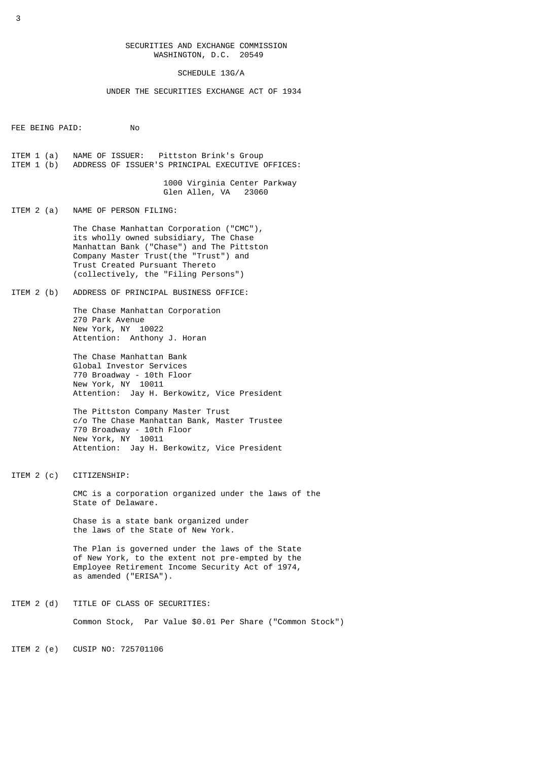SECURITIES AND EXCHANGE COMMISSION
WASHINGTON, D.C. 20549

SCHEDULE 13G/A

UNDER THE SECURITIES EXCHANGE ACT OF 1934

FEE BEING PAID: No

ITEM 1 (a) NAME OF ISSUER: Pittston Brink's Group

ITEM 1 (b) ADDRESS OF ISSUER'S PRINCIPAL EXECUTIVE OFFICES:

1000 Virginia Center Parkway
Glen Allen, VA 23060

ITEM 2 (a) NAME OF PERSON FILING:

The Chase Manhattan Corporation ("CMC"), its wholly owned subsidiary, The Chase Manhattan Bank ("Chase") and The Pittston Company Master Trust(the "Trust") and Trust Created Pursuant Thereto (collectively, the "Filing Persons")

ITEM 2 (b) ADDRESS OF PRINCIPAL BUSINESS OFFICE:

The Chase Manhattan Corporation
270 Park Avenue
New York, NY 10022
Attention: Anthony J. Horan

The Chase Manhattan Bank
Global Investor Services
770 Broadway - 10th Floor
New York, NY 10011
Attention: Jay H. Berkowitz, Vice President

The Pittston Company Master Trust
c/o The Chase Manhattan Bank, Master Trustee
770 Broadway - 10th Floor
New York, NY 10011
Attention: Jay H. Berkowitz, Vice President

ITEM 2 (c) CITIZENSHIP:

CMC is a corporation organized under the laws of the State of Delaware.

Chase is a state bank organized under the laws of the State of New York.

The Plan is governed under the laws of the State of New York, to the extent not pre-empted by the Employee Retirement Income Security Act of 1974, as amended ("ERISA").

ITEM 2 (d) TITLE OF CLASS OF SECURITIES:

Common Stock, Par Value $0.01 Per Share ("Common Stock")

ITEM 2 (e) CUSIP NO: 725701106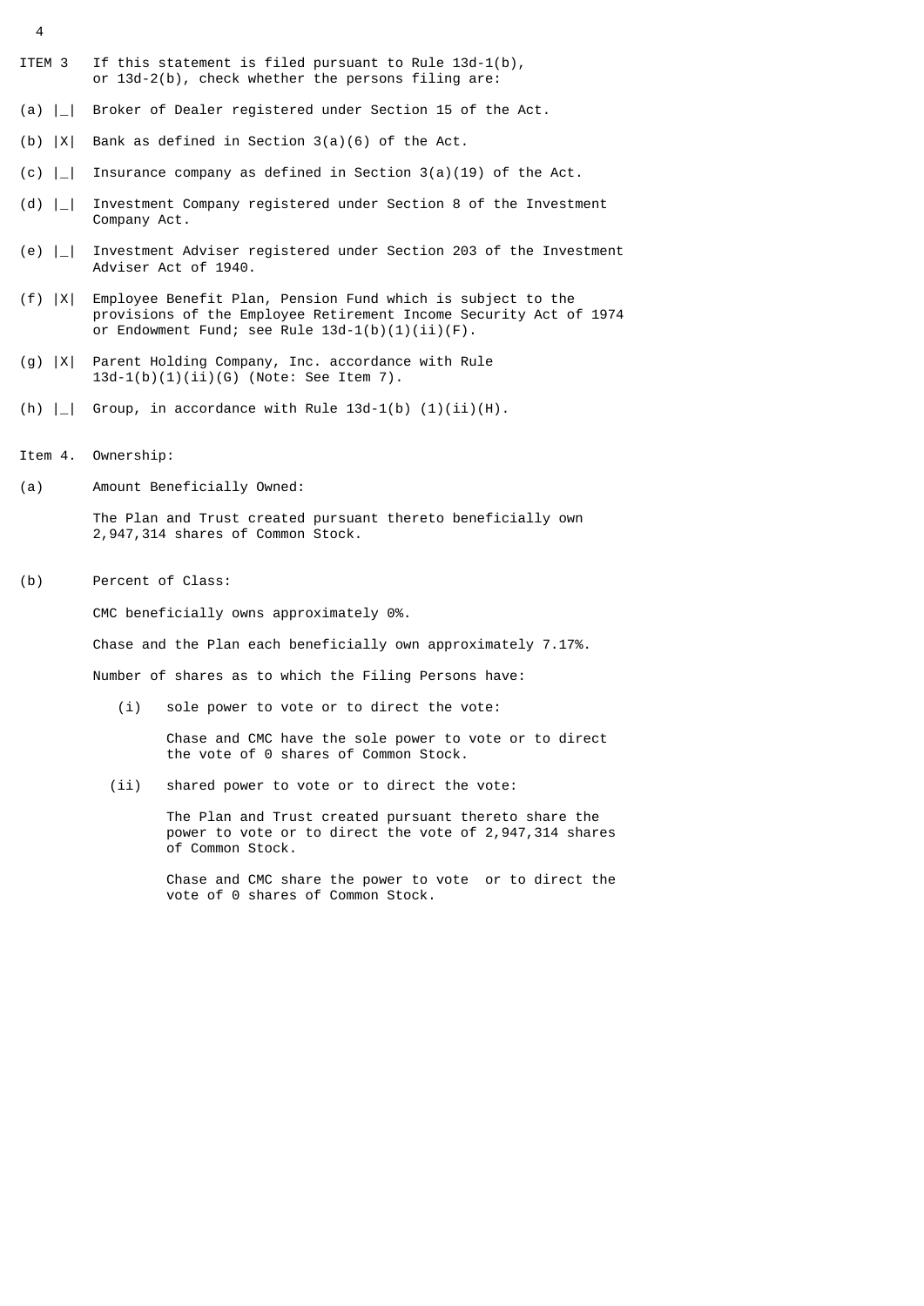ITEM 3 If this statement is filed pursuant to Rule 13d-1(b), or 13d-2(b), check whether the persons filing are:

(a) |_| Broker of Dealer registered under Section 15 of the Act.

(b) |X| Bank as defined in Section 3(a)(6) of the Act.

(c) |_| Insurance company as defined in Section 3(a)(19) of the Act.

(d) |_| Investment Company registered under Section 8 of the Investment Company Act.

(e) |_| Investment Adviser registered under Section 203 of the Investment Adviser Act of 1940.

(f) |X| Employee Benefit Plan, Pension Fund which is subject to the provisions of the Employee Retirement Income Security Act of 1974 or Endowment Fund; see Rule 13d-1(b)(1)(ii)(F).

(g) |X| Parent Holding Company, Inc. accordance with Rule 13d-1(b)(1)(ii)(G) (Note: See Item 7).

(h) |_| Group, in accordance with Rule 13d-1(b) (1)(ii)(H).

Item 4. Ownership:

(a) Amount Beneficially Owned:

The Plan and Trust created pursuant thereto beneficially own 2,947,314 shares of Common Stock.

(b) Percent of Class:

CMC beneficially owns approximately 0%.

Chase and the Plan each beneficially own approximately 7.17%.

Number of shares as to which the Filing Persons have:

(i) sole power to vote or to direct the vote:

Chase and CMC have the sole power to vote or to direct the vote of 0 shares of Common Stock.

(ii) shared power to vote or to direct the vote:

The Plan and Trust created pursuant thereto share the power to vote or to direct the vote of 2,947,314 shares of Common Stock.

Chase and CMC share the power to vote or to direct the vote of 0 shares of Common Stock.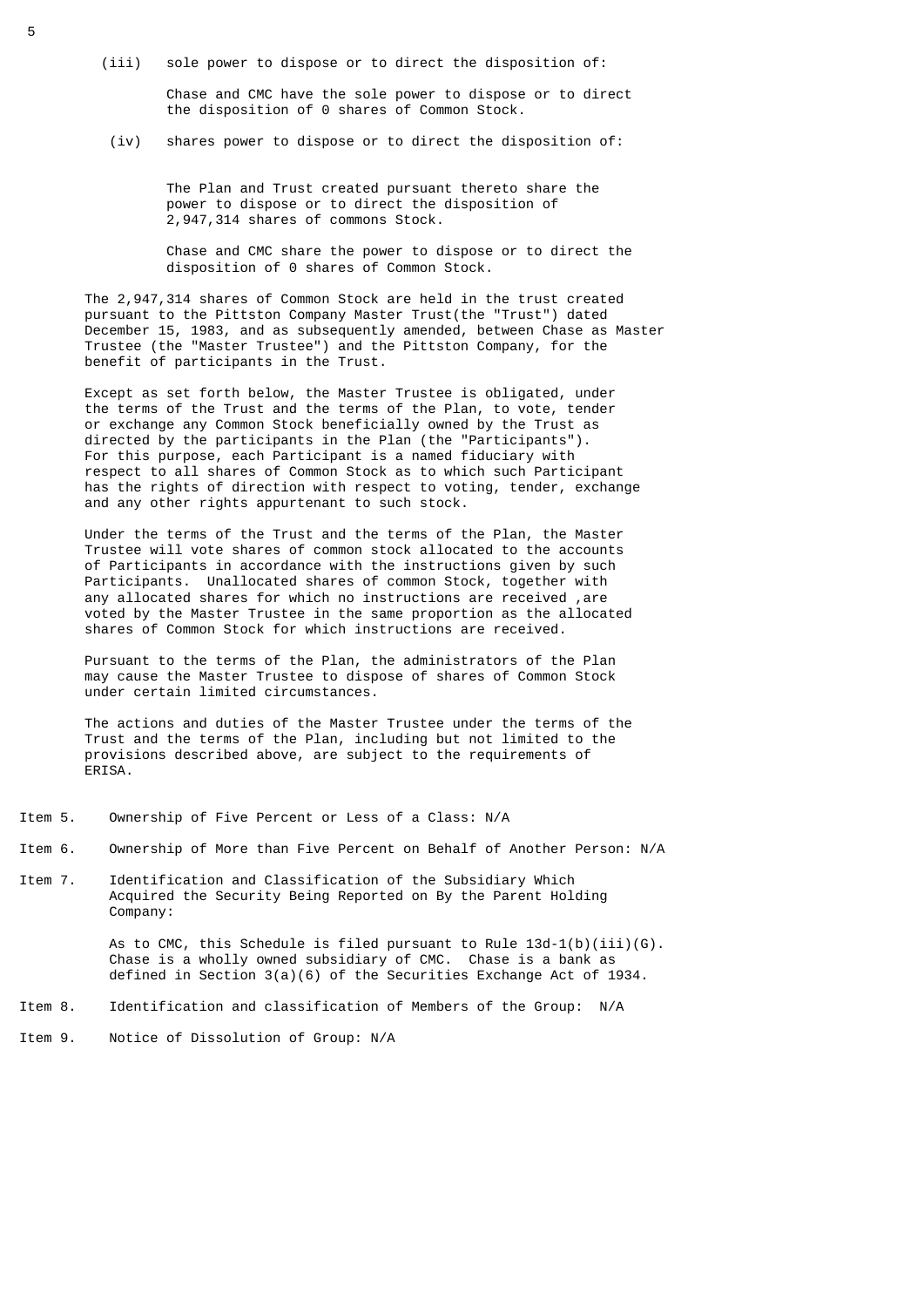(iii) sole power to dispose or to direct the disposition of:

Chase and CMC have the sole power to dispose or to direct the disposition of 0 shares of Common Stock.

(iv) shares power to dispose or to direct the disposition of:

The Plan and Trust created pursuant thereto share the power to dispose or to direct the disposition of 2,947,314 shares of commons Stock.

Chase and CMC share the power to dispose or to direct the disposition of 0 shares of Common Stock.

The 2,947,314 shares of Common Stock are held in the trust created pursuant to the Pittston Company Master Trust(the "Trust") dated December 15, 1983, and as subsequently amended, between Chase as Master Trustee (the "Master Trustee") and the Pittston Company, for the benefit of participants in the Trust.

Except as set forth below, the Master Trustee is obligated, under the terms of the Trust and the terms of the Plan, to vote, tender or exchange any Common Stock beneficially owned by the Trust as directed by the participants in the Plan (the "Participants"). For this purpose, each Participant is a named fiduciary with respect to all shares of Common Stock as to which such Participant has the rights of direction with respect to voting, tender, exchange and any other rights appurtenant to such stock.

Under the terms of the Trust and the terms of the Plan, the Master Trustee will vote shares of common stock allocated to the accounts of Participants in accordance with the instructions given by such Participants. Unallocated shares of common Stock, together with any allocated shares for which no instructions are received ,are voted by the Master Trustee in the same proportion as the allocated shares of Common Stock for which instructions are received.

Pursuant to the terms of the Plan, the administrators of the Plan may cause the Master Trustee to dispose of shares of Common Stock under certain limited circumstances.

The actions and duties of the Master Trustee under the terms of the Trust and the terms of the Plan, including but not limited to the provisions described above, are subject to the requirements of ERISA.

Item 5. Ownership of Five Percent or Less of a Class: N/A

Item 6. Ownership of More than Five Percent on Behalf of Another Person: N/A

Item 7. Identification and Classification of the Subsidiary Which Acquired the Security Being Reported on By the Parent Holding Company:

As to CMC, this Schedule is filed pursuant to Rule 13d-1(b)(iii)(G). Chase is a wholly owned subsidiary of CMC. Chase is a bank as defined in Section 3(a)(6) of the Securities Exchange Act of 1934.

Item 8. Identification and classification of Members of the Group: N/A

Item 9. Notice of Dissolution of Group: N/A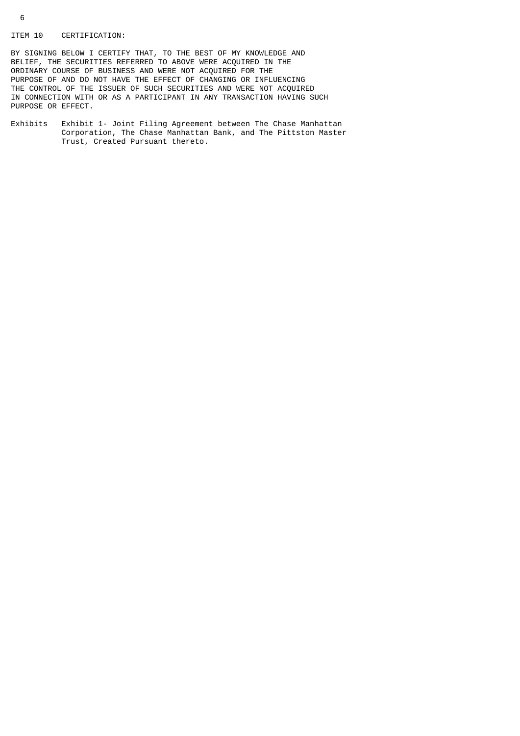ITEM 10 CERTIFICATION:

BY SIGNING BELOW I CERTIFY THAT, TO THE BEST OF MY KNOWLEDGE AND BELIEF, THE SECURITIES REFERRED TO ABOVE WERE ACQUIRED IN THE ORDINARY COURSE OF BUSINESS AND WERE NOT ACQUIRED FOR THE PURPOSE OF AND DO NOT HAVE THE EFFECT OF CHANGING OR INFLUENCING THE CONTROL OF THE ISSUER OF SUCH SECURITIES AND WERE NOT ACQUIRED IN CONNECTION WITH OR AS A PARTICIPANT IN ANY TRANSACTION HAVING SUCH PURPOSE OR EFFECT.

Exhibits Exhibit 1- Joint Filing Agreement between The Chase Manhattan Corporation, The Chase Manhattan Bank, and The Pittston Master Trust, Created Pursuant thereto.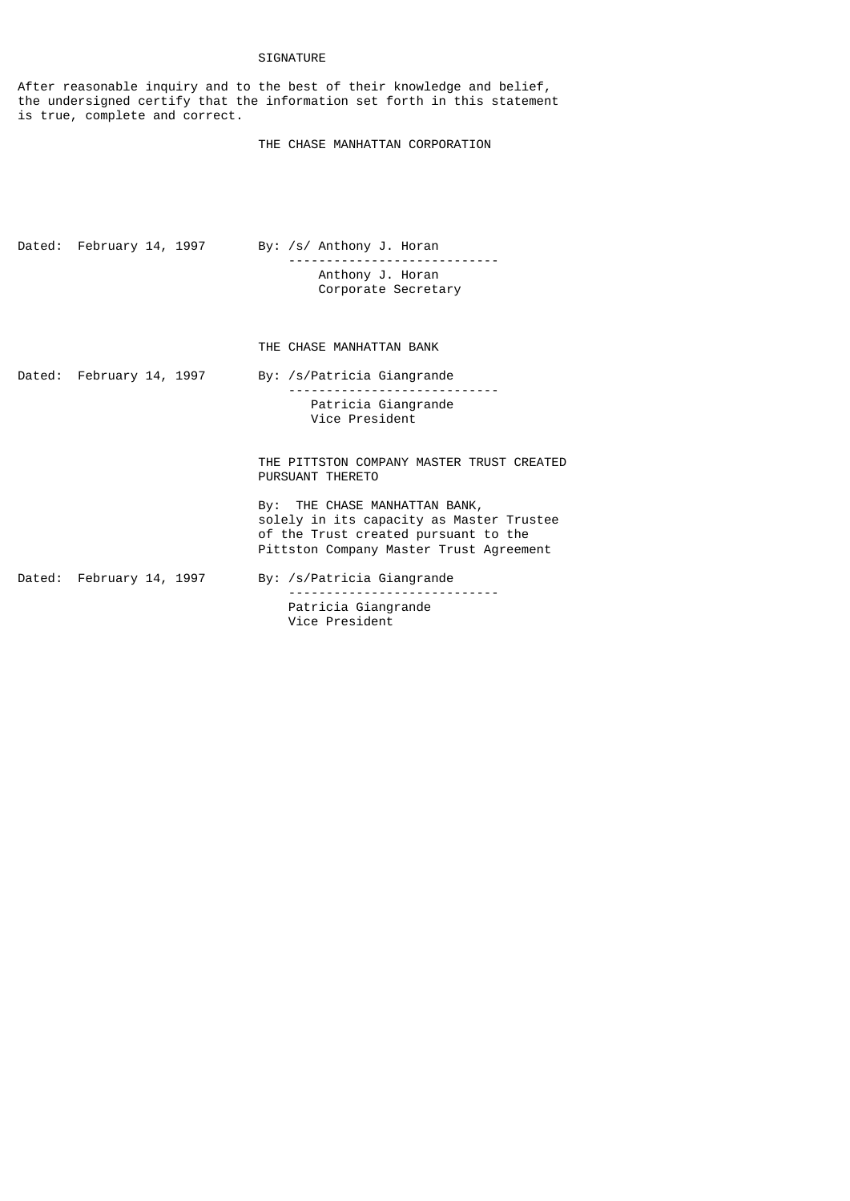# SIGNATURE

After reasonable inquiry and to the best of their knowledge and belief, the undersigned certify that the information set forth in this statement is true, complete and correct.

THE CHASE MANHATTAN CORPORATION

Dated: February 14, 1997

By: /s/ Anthony J. Horan
Anthony J. Horan
Corporate Secretary

THE CHASE MANHATTAN BANK

Dated: February 14, 1997

By: /s/Patricia Giangrande
Patricia Giangrande
Vice President

THE PITTSTON COMPANY MASTER TRUST CREATED PURSUANT THERETO

By: THE CHASE MANHATTAN BANK, solely in its capacity as Master Trustee of the Trust created pursuant to the Pittston Company Master Trust Agreement

Dated: February 14, 1997

By: /s/Patricia Giangrande
Patricia Giangrande
Vice President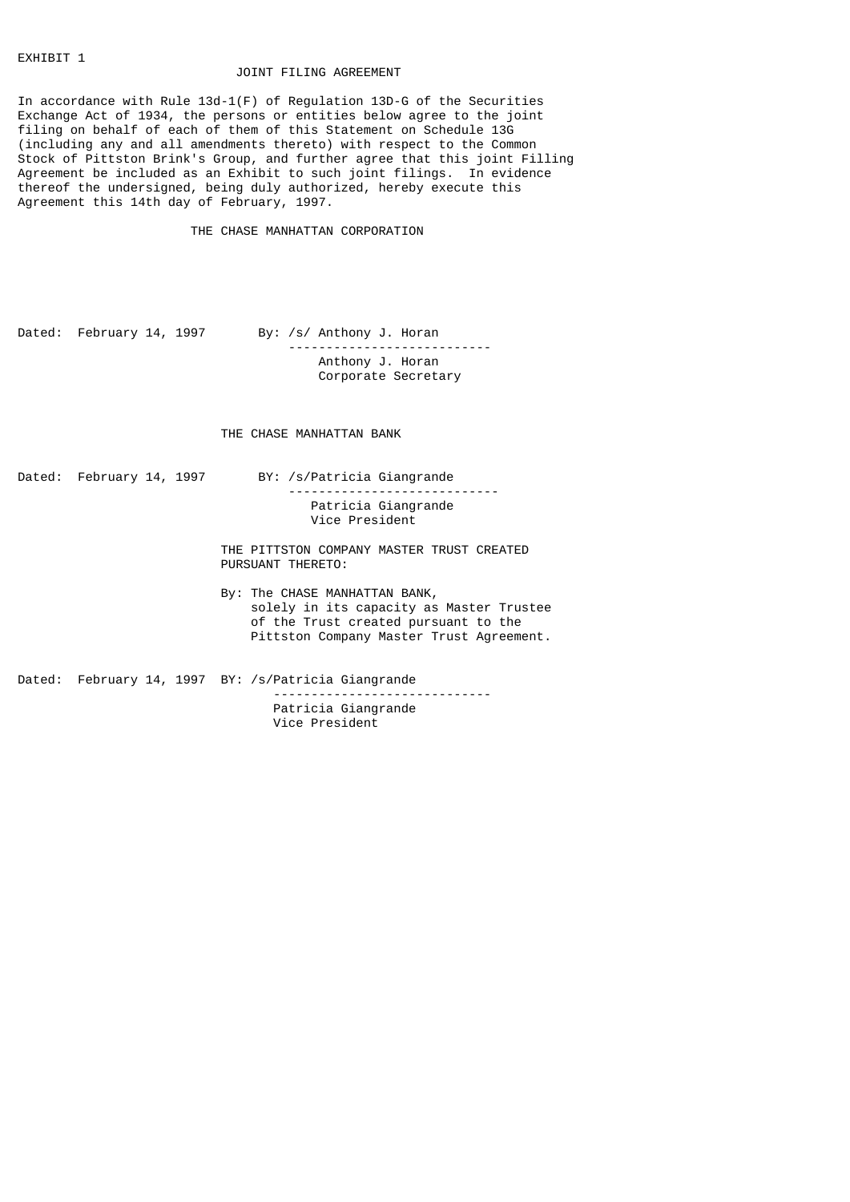EXHIBIT 1

JOINT FILING AGREEMENT

In accordance with Rule 13d-1(F) of Regulation 13D-G of the Securities Exchange Act of 1934, the persons or entities below agree to the joint filing on behalf of each of them of this Statement on Schedule 13G (including any and all amendments thereto) with respect to the Common Stock of Pittston Brink's Group, and further agree that this joint Filling Agreement be included as an Exhibit to such joint filings. In evidence thereof the undersigned, being duly authorized, hereby execute this Agreement this 14th day of February, 1997.

THE CHASE MANHATTAN CORPORATION

Dated: February 14, 1997

By: /s/ Anthony J. Horan
---------------------------
Anthony J. Horan
Corporate Secretary

THE CHASE MANHATTAN BANK

Dated: February 14, 1997

BY: /s/Patricia Giangrande
----------------------------
Patricia Giangrande
Vice President

THE PITTSTON COMPANY MASTER TRUST CREATED PURSUANT THERETO:

By: The CHASE MANHATTAN BANK, solely in its capacity as Master Trustee of the Trust created pursuant to the Pittston Company Master Trust Agreement.

Dated: February 14, 1997 BY: /s/Patricia Giangrande
----------------------------
Patricia Giangrande
Vice President